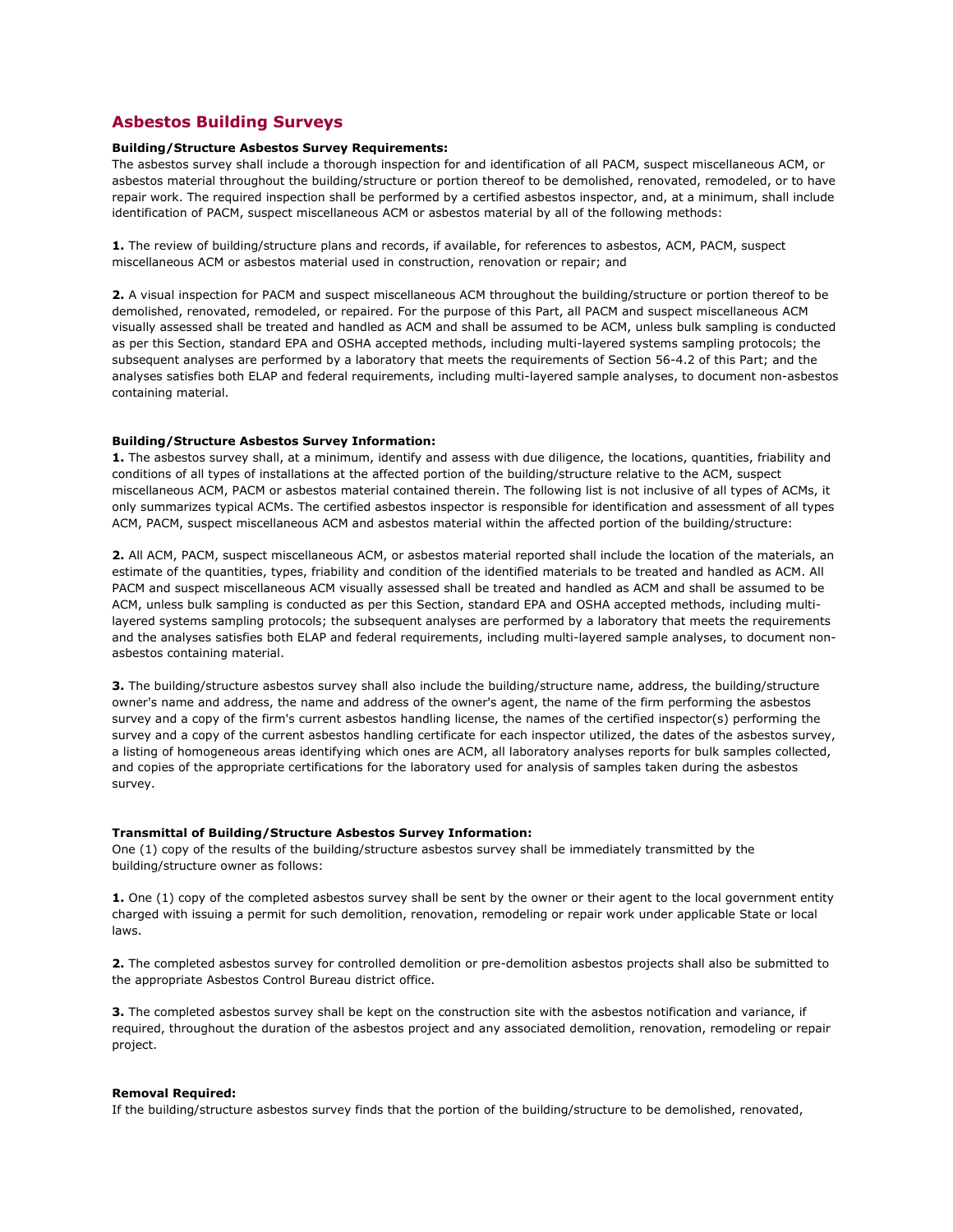## Asbestos Building Surveys

**Building/Structure Asbestos Survey Requirements:**

The asbestos survey shall include a thorough inspection for and identification of all PACM, suspect miscellaneous ACM, or asbestos material throughout the building/structure or portion thereof to be demolished, renovated, remodeled, or to have repair work. The required inspection shall be performed by a certified asbestos inspector, and, at a minimum, shall include identification of PACM, suspect miscellaneous ACM or asbestos material by all of the following methods:

**1.** The review of building/structure plans and records, if available, for references to asbestos, ACM, PACM, suspect miscellaneous ACM or asbestos material used in construction, renovation or repair; and

**2.** A visual inspection for PACM and suspect miscellaneous ACM throughout the building/structure or portion thereof to be demolished, renovated, remodeled, or repaired. For the purpose of this Part, all PACM and suspect miscellaneous ACM visually assessed shall be treated and handled as ACM and shall be assumed to be ACM, unless bulk sampling is conducted as per this Section, standard EPA and OSHA accepted methods, including multi-layered systems sampling protocols; the subsequent analyses are performed by a laboratory that meets the requirements of Section 56-4.2 of this Part; and the analyses satisfies both ELAP and federal requirements, including multi-layered sample analyses, to document non-asbestos containing material.

**Building/Structure Asbestos Survey Information:**

**1.** The asbestos survey shall, at a minimum, identify and assess with due diligence, the locations, quantities, friability and conditions of all types of installations at the affected portion of the building/structure relative to the ACM, suspect miscellaneous ACM, PACM or asbestos material contained therein. The following list is not inclusive of all types of ACMs, it only summarizes typical ACMs. The certified asbestos inspector is responsible for identification and assessment of all types ACM, PACM, suspect miscellaneous ACM and asbestos material within the affected portion of the building/structure:

**2.** All ACM, PACM, suspect miscellaneous ACM, or asbestos material reported shall include the location of the materials, an estimate of the quantities, types, friability and condition of the identified materials to be treated and handled as ACM. All PACM and suspect miscellaneous ACM visually assessed shall be treated and handled as ACM and shall be assumed to be ACM, unless bulk sampling is conducted as per this Section, standard EPA and OSHA accepted methods, including multi-layered systems sampling protocols; the subsequent analyses are performed by a laboratory that meets the requirements and the analyses satisfies both ELAP and federal requirements, including multi-layered sample analyses, to document non-asbestos containing material.

**3.** The building/structure asbestos survey shall also include the building/structure name, address, the building/structure owner's name and address, the name and address of the owner's agent, the name of the firm performing the asbestos survey and a copy of the firm's current asbestos handling license, the names of the certified inspector(s) performing the survey and a copy of the current asbestos handling certificate for each inspector utilized, the dates of the asbestos survey, a listing of homogeneous areas identifying which ones are ACM, all laboratory analyses reports for bulk samples collected, and copies of the appropriate certifications for the laboratory used for analysis of samples taken during the asbestos survey.

**Transmittal of Building/Structure Asbestos Survey Information:**

One (1) copy of the results of the building/structure asbestos survey shall be immediately transmitted by the building/structure owner as follows:

**1.** One (1) copy of the completed asbestos survey shall be sent by the owner or their agent to the local government entity charged with issuing a permit for such demolition, renovation, remodeling or repair work under applicable State or local laws.

**2.** The completed asbestos survey for controlled demolition or pre-demolition asbestos projects shall also be submitted to the appropriate Asbestos Control Bureau district office.

**3.** The completed asbestos survey shall be kept on the construction site with the asbestos notification and variance, if required, throughout the duration of the asbestos project and any associated demolition, renovation, remodeling or repair project.

**Removal Required:**

If the building/structure asbestos survey finds that the portion of the building/structure to be demolished, renovated,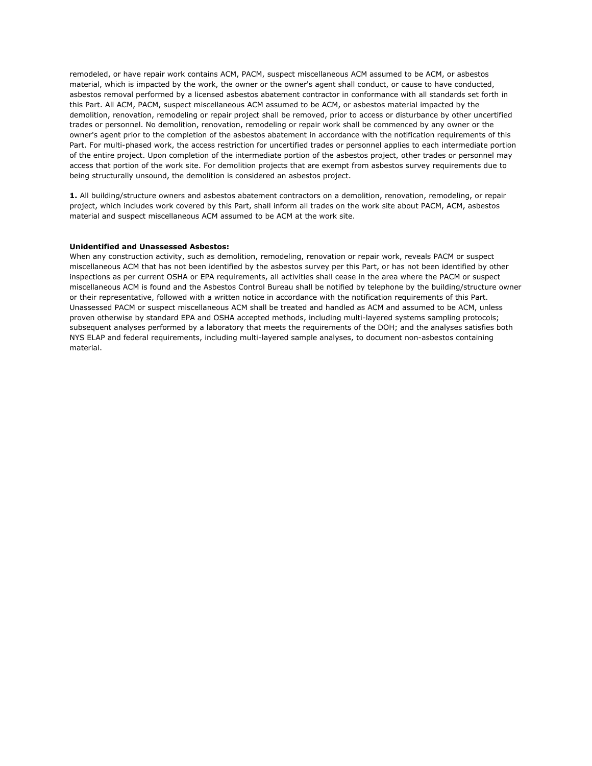remodeled, or have repair work contains ACM, PACM, suspect miscellaneous ACM assumed to be ACM, or asbestos material, which is impacted by the work, the owner or the owner's agent shall conduct, or cause to have conducted, asbestos removal performed by a licensed asbestos abatement contractor in conformance with all standards set forth in this Part. All ACM, PACM, suspect miscellaneous ACM assumed to be ACM, or asbestos material impacted by the demolition, renovation, remodeling or repair project shall be removed, prior to access or disturbance by other uncertified trades or personnel. No demolition, renovation, remodeling or repair work shall be commenced by any owner or the owner's agent prior to the completion of the asbestos abatement in accordance with the notification requirements of this Part. For multi-phased work, the access restriction for uncertified trades or personnel applies to each intermediate portion of the entire project. Upon completion of the intermediate portion of the asbestos project, other trades or personnel may access that portion of the work site. For demolition projects that are exempt from asbestos survey requirements due to being structurally unsound, the demolition is considered an asbestos project.

**1.** All building/structure owners and asbestos abatement contractors on a demolition, renovation, remodeling, or repair project, which includes work covered by this Part, shall inform all trades on the work site about PACM, ACM, asbestos material and suspect miscellaneous ACM assumed to be ACM at the work site.

**Unidentified and Unassessed Asbestos:**
When any construction activity, such as demolition, remodeling, renovation or repair work, reveals PACM or suspect miscellaneous ACM that has not been identified by the asbestos survey per this Part, or has not been identified by other inspections as per current OSHA or EPA requirements, all activities shall cease in the area where the PACM or suspect miscellaneous ACM is found and the Asbestos Control Bureau shall be notified by telephone by the building/structure owner or their representative, followed with a written notice in accordance with the notification requirements of this Part. Unassessed PACM or suspect miscellaneous ACM shall be treated and handled as ACM and assumed to be ACM, unless proven otherwise by standard EPA and OSHA accepted methods, including multi-layered systems sampling protocols; subsequent analyses performed by a laboratory that meets the requirements of the DOH; and the analyses satisfies both NYS ELAP and federal requirements, including multi-layered sample analyses, to document non-asbestos containing material.